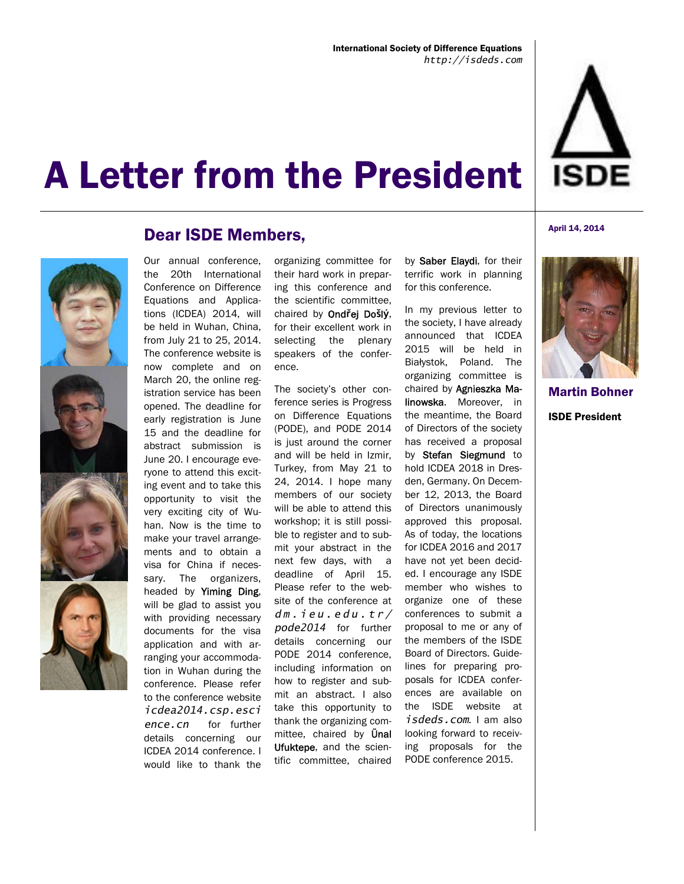International Society of Difference Equations
*http://isdeds.com*

# A Letter from the President

April 14, 2014

## Dear ISDE Members,

Our annual conference, the 20th International Conference on Difference Equations and Applications (ICDEA) 2014, will be held in Wuhan, China, from July 21 to 25, 2014. The conference website is now complete and on March 20, the online registration service has been opened. The deadline for early registration is June 15 and the deadline for abstract submission is June 20. I encourage everyone to attend this exciting event and to take this opportunity to visit the very exciting city of Wuhan. Now is the time to make your travel arrangements and to obtain a visa for China if necessary. The organizers, headed by Yiming Ding, will be glad to assist you with providing necessary documents for the visa application and with arranging your accommodation in Wuhan during the conference. Please refer to the conference website *icdea2014.csp.escience.cn* for further details concerning our ICDEA 2014 conference. I would like to thank the organizing committee for their hard work in preparing this conference and the scientific committee, chaired by Ondřej Došlý, for their excellent work in selecting the plenary speakers of the conference.

The society's other conference series is Progress on Difference Equations (PODE), and PODE 2014 is just around the corner and will be held in Izmir, Turkey, from May 21 to 24, 2014. I hope many members of our society will be able to attend this workshop; it is still possible to register and to submit your abstract in the next few days, with a deadline of April 15. Please refer to the website of the conference at *dm.ieu.edu.tr/pode2014* for further details concerning our PODE 2014 conference, including information on how to register and submit an abstract. I also take this opportunity to thank the organizing committee, chaired by Ünal Ufuktepe, and the scientific committee, chaired by Saber Elaydi, for their terrific work in planning for this conference.

In my previous letter to the society, I have already announced that ICDEA 2015 will be held in Białystok, Poland. The organizing committee is chaired by Agnieszka Malinowska. Moreover, in the meantime, the Board of Directors of the society has received a proposal by Stefan Siegmund to hold ICDEA 2018 in Dresden, Germany. On December 12, 2013, the Board of Directors unanimously approved this proposal. As of today, the locations for ICDEA 2016 and 2017 have not yet been decided. I encourage any ISDE member who wishes to organize one of these conferences to submit a proposal to me or any of the members of the ISDE Board of Directors. Guidelines for preparing proposals for ICDEA conferences are available on the ISDE website at *isdeds.com*. I am also looking forward to receiving proposals for the PODE conference 2015.

**Martin Bohner**

**ISDE President**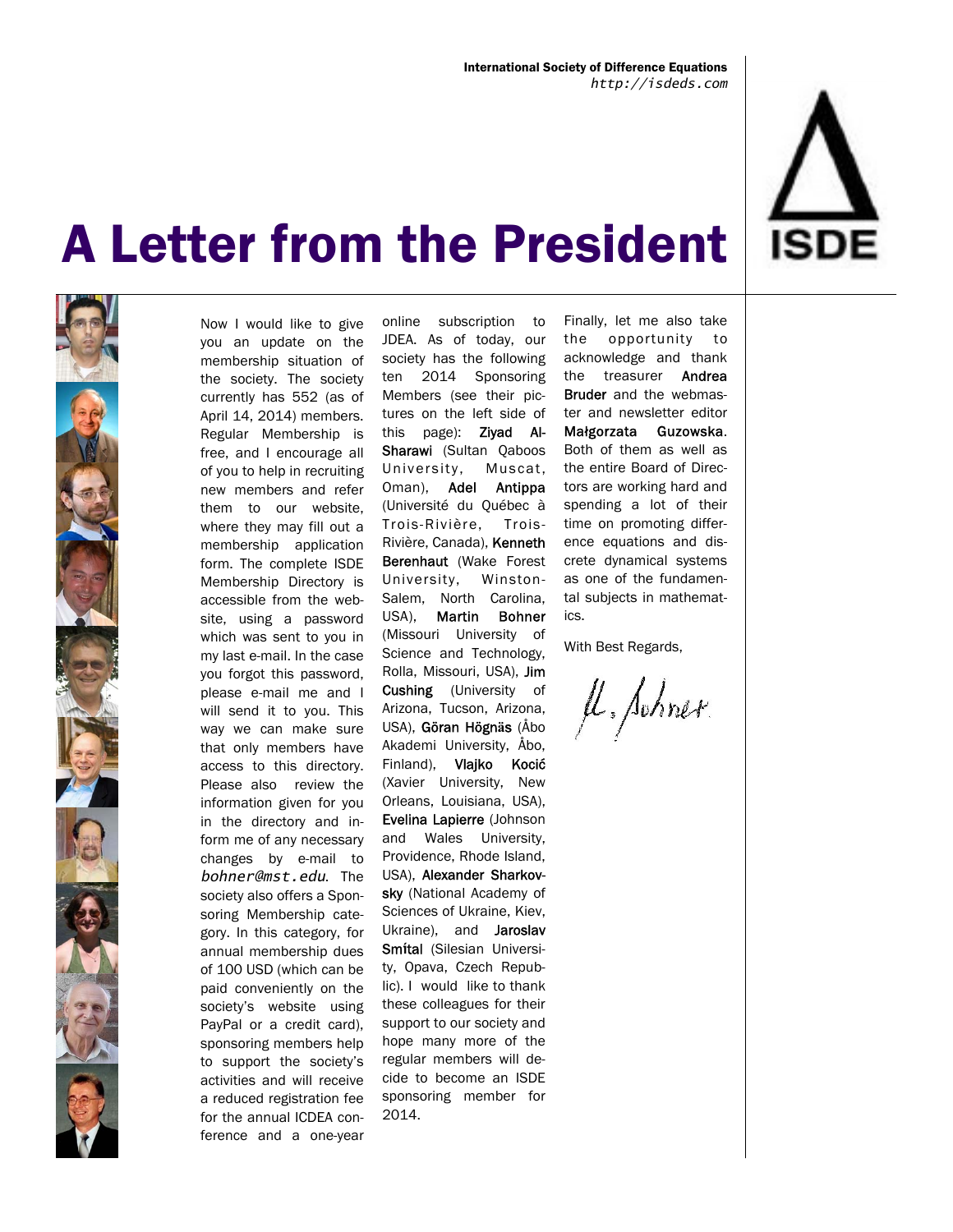International Society of Difference Equations
*http://isdeds.com*

# A Letter from the President

Now I would like to give you an update on the membership situation of the society. The society currently has 552 (as of April 14, 2014) members. Regular Membership is free, and I encourage all of you to help in recruiting new members and refer them to our website, where they may fill out a membership application form. The complete ISDE Membership Directory is accessible from the website, using a password which was sent to you in my last e-mail. In the case you forgot this password, please e-mail me and I will send it to you. This way we can make sure that only members have access to this directory. Please also review the information given for you in the directory and inform me of any necessary changes by e-mail to *bohner@mst.edu*. The society also offers a Sponsoring Membership category. In this category, for annual membership dues of 100 USD (which can be paid conveniently on the society's website using PayPal or a credit card), sponsoring members help to support the society's activities and will receive a reduced registration fee for the annual ICDEA conference and a one-year online subscription to JDEA. As of today, our society has the following ten 2014 Sponsoring Members (see their pictures on the left side of this page): **Ziyad Al-Sharawi** (Sultan Qaboos University, Muscat, Oman), **Adel Antippa** (Université du Québec à Trois-Rivière, Trois-Rivière, Canada), **Kenneth Berenhaut** (Wake Forest University, Winston-Salem, North Carolina, USA), **Martin Bohner** (Missouri University of Science and Technology, Rolla, Missouri, USA), **Jim Cushing** (University of Arizona, Tucson, Arizona, USA), **Göran Högnäs** (Åbo Akademi University, Åbo, Finland), **Vlajko Kocić** (Xavier University, New Orleans, Louisiana, USA), **Evelina Lapierre** (Johnson and Wales University, Providence, Rhode Island, USA), **Alexander Sharkovsky** (National Academy of Sciences of Ukraine, Kiev, Ukraine), and **Jaroslav Smítal** (Silesian University, Opava, Czech Republic). I would like to thank these colleagues for their support to our society and hope many more of the regular members will decide to become an ISDE sponsoring member for 2014.

Finally, let me also take the opportunity to acknowledge and thank the treasurer **Andrea Bruder** and the webmaster and newsletter editor **Małgorzata Guzowska**. Both of them as well as the entire Board of Directors are working hard and spending a lot of time on promoting difference equations and discrete dynamical systems as one of the fundamental subjects in mathematics.

With Best Regards,

M. Bohner